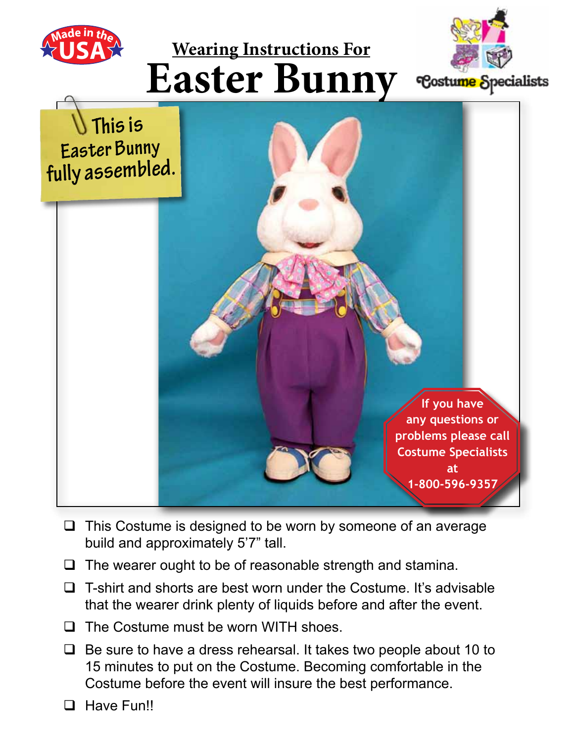Made in the USA

## Wearing Instructions For

# Easter Bunny

Costume Specialists

This is Easter Bunny fully assembled.

If you have any questions or problems please call Costume Specialists at 1-800-596-9357

- ❑ This Costume is designed to be worn by someone of an average build and approximately 5'7" tall.
- ❑ The wearer ought to be of reasonable strength and stamina.
- ❑ T-shirt and shorts are best worn under the Costume. It's advisable that the wearer drink plenty of liquids before and after the event.
- ❑ The Costume must be worn WITH shoes.
- ❑ Be sure to have a dress rehearsal. It takes two people about 10 to 15 minutes to put on the Costume. Becoming comfortable in the Costume before the event will insure the best performance.
- ❑ Have Fun!!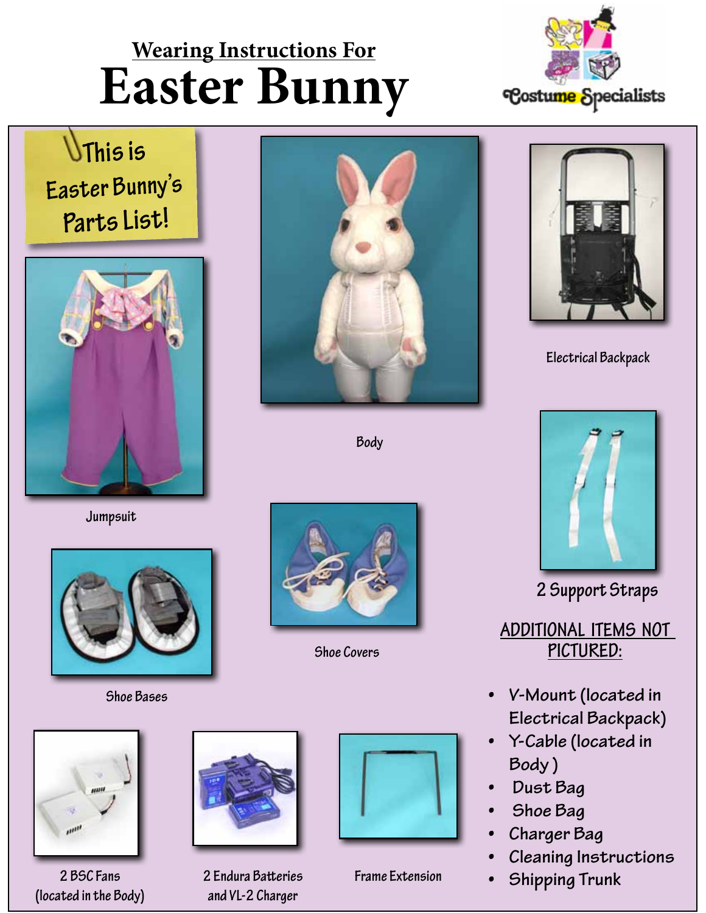## Wearing Instructions For

# Easter Bunny

Costume Specialists

This is Easter Bunny's Parts List!

Jumpsuit

Body

Electrical Backpack

2 Support Straps

Shoe Bases

Shoe Covers

2 BSC Fans (located in the Body)

2 Endura Batteries and VL-2 Charger

Frame Extension

ADDITIONAL ITEMS NOT PICTURED:

- V-Mount (located in Electrical Backpack)
- Y-Cable (located in Body )
- Dust Bag
- Shoe Bag
- Charger Bag
- Cleaning Instructions
- Shipping Trunk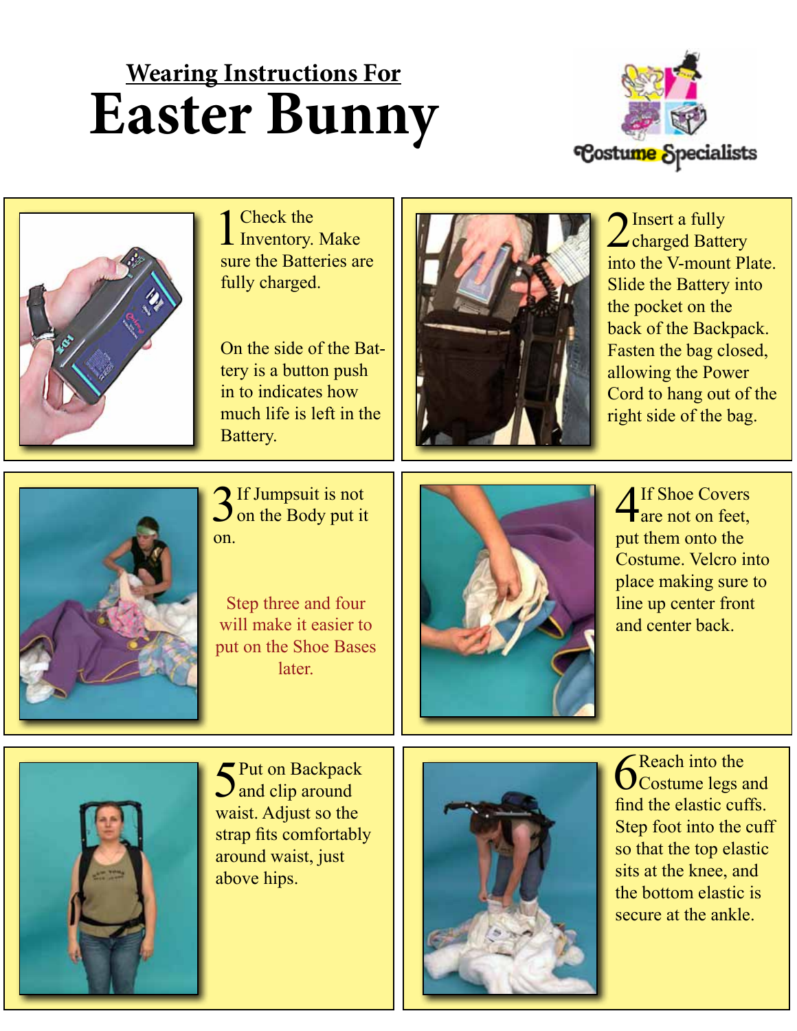## Wearing Instructions For

# Easter Bunny

Costume Specialists

**1** Check the Inventory. Make sure the Batteries are fully charged.

On the side of the Battery is a button push in to indicates how much life is left in the Battery.

**2** Insert a fully charged Battery into the V-mount Plate. Slide the Battery into the pocket on the back of the Backpack. Fasten the bag closed, allowing the Power Cord to hang out of the right side of the bag.

**3** If Jumpsuit is not on the Body put it on.

Step three and four will make it easier to put on the Shoe Bases later.

**4** If Shoe Covers are not on feet, put them onto the Costume. Velcro into place making sure to line up center front and center back.

**5** Put on Backpack and clip around waist. Adjust so the strap fits comfortably around waist, just above hips.

**6** Reach into the Costume legs and find the elastic cuffs. Step foot into the cuff so that the top elastic sits at the knee, and the bottom elastic is secure at the ankle.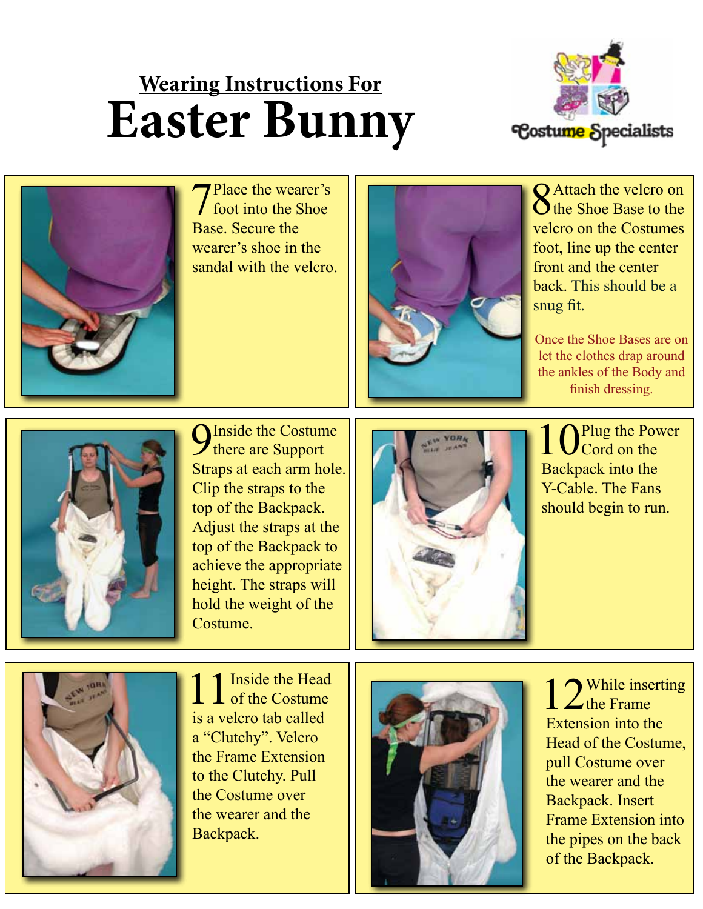## Wearing Instructions For

# Easter Bunny

Costume Specialists

7 Place the wearer's foot into the Shoe Base. Secure the wearer's shoe in the sandal with the velcro.

8 Attach the velcro on the Shoe Base to the velcro on the Costumes foot, line up the center front and the center back. This should be a snug fit.

Once the Shoe Bases are on let the clothes drap around the ankles of the Body and finish dressing.

9 Inside the Costume there are Support Straps at each arm hole. Clip the straps to the top of the Backpack. Adjust the straps at the top of the Backpack to achieve the appropriate height. The straps will hold the weight of the Costume.

10 Plug the Power Cord on the Backpack into the Y-Cable. The Fans should begin to run.

11 Inside the Head of the Costume is a velcro tab called a "Clutchy". Velcro the Frame Extension to the Clutchy. Pull the Costume over the wearer and the Backpack.

12 While inserting the Frame Extension into the Head of the Costume, pull Costume over the wearer and the Backpack. Insert Frame Extension into the pipes on the back of the Backpack.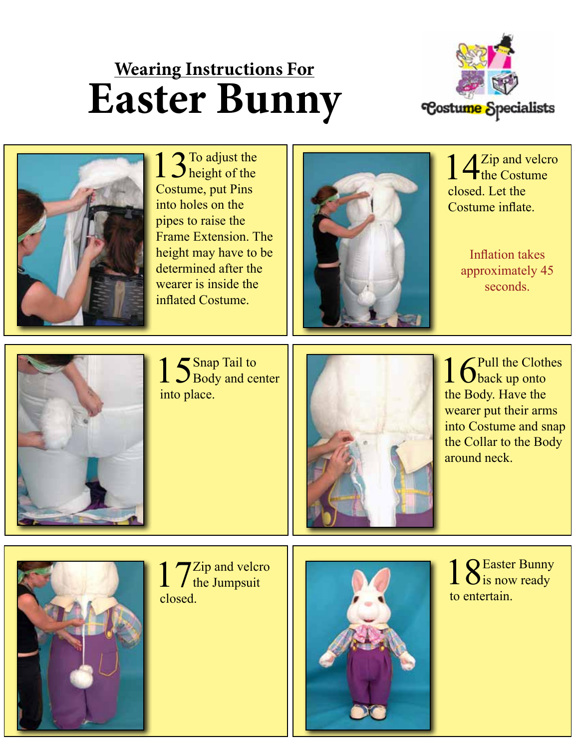## Wearing Instructions For

# Easter Bunny

Costume Specialists

**13** To adjust the height of the Costume, put Pins into holes on the pipes to raise the Frame Extension. The height may have to be determined after the wearer is inside the inflated Costume.

**14** Zip and velcro the Costume closed. Let the Costume inflate.

Inflation takes approximately 45 seconds.

**15** Snap Tail to Body and center into place.

**16** Pull the Clothes back up onto the Body. Have the wearer put their arms into Costume and snap the Collar to the Body around neck.

**17** Zip and velcro the Jumpsuit closed.

**18** Easter Bunny is now ready to entertain.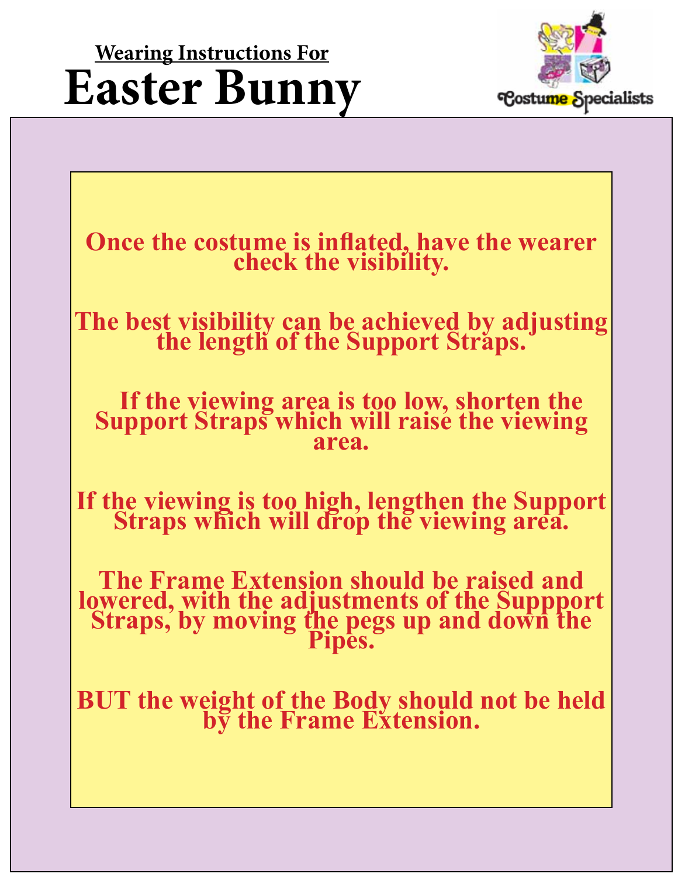**Wearing Instructions For**

# Easter Bunny

Costume Specialists

**Once the costume is inflated, have the wearer check the visibility.**

**The best visibility can be achieved by adjusting the length of the Support Straps.**

**If the viewing area is too low, shorten the Support Straps which will raise the viewing area.**

**If the viewing is too high, lengthen the Support Straps which will drop the viewing area.**

**The Frame Extension should be raised and lowered, with the adjustments of the Suppport Straps, by moving the pegs up and down the Pipes.**

**BUT the weight of the Body should not be held by the Frame Extension.**